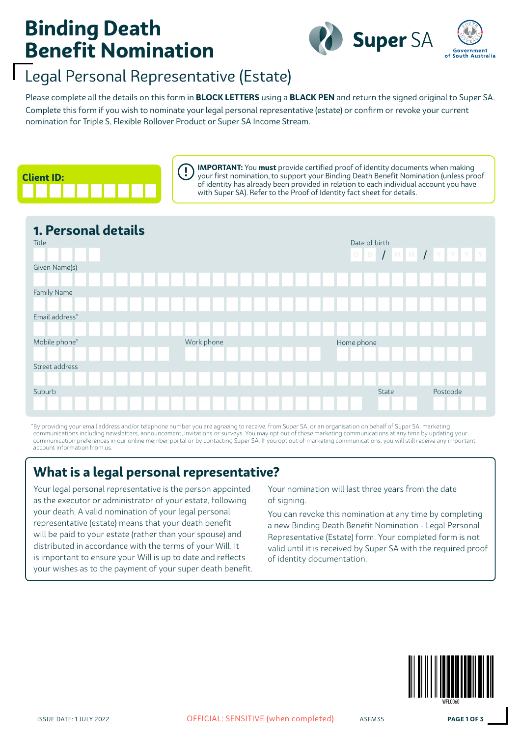# Binding Death Benefit Nomination

## Legal Personal Representative (Estate)

Please complete all the details on this form in **BLOCK LETTERS** using a **BLACK PEN** and return the signed original to Super SA. Complete this form if you wish to nominate your legal personal representative (estate) or confirm or revoke your current nomination for Triple S, Flexible Rollover Product or Super SA Income Stream.

**Client ID:**

**IMPORTANT:** You **must** provide certified proof of identity documents when making your first nomination, to support your Binding Death Benefit Nomination (unless proof of identity has already been provided in relation to each individual account you have with Super SA). Refer to the Proof of Identity fact sheet for details.

## 1. Personal details

Title

Date of birth D D / M M / Y Y Y Y

Given Name(s)

Family Name

Email address*

Mobile phone*

Work phone

Home phone

Street address

Suburb

State

Postcode

*By providing your email address and/or telephone number you are agreeing to receive, from Super SA, or an organisation on behalf of Super SA, marketing communications including newsletters, announcement, invitations or surveys. You may opt out of these marketing communications at any time by updating your communication preferences in our online member portal or by contacting Super SA. If you opt out of marketing communications, you will still receive any important account information from us.

## What is a legal personal representative?

Your legal personal representative is the person appointed as the executor or administrator of your estate, following your death. A valid nomination of your legal personal representative (estate) means that your death benefit will be paid to your estate (rather than your spouse) and distributed in accordance with the terms of your Will. It is important to ensure your Will is up to date and reflects your wishes as to the payment of your super death benefit.

Your nomination will last three years from the date of signing.

You can revoke this nomination at any time by completing a new Binding Death Benefit Nomination - Legal Personal Representative (Estate) form. Your completed form is not valid until it is received by Super SA with the required proof of identity documentation.

WFL0060

ISSUE DATE: 1 JULY 2022 OFFICIAL: SENSITIVE (when completed) ASFM35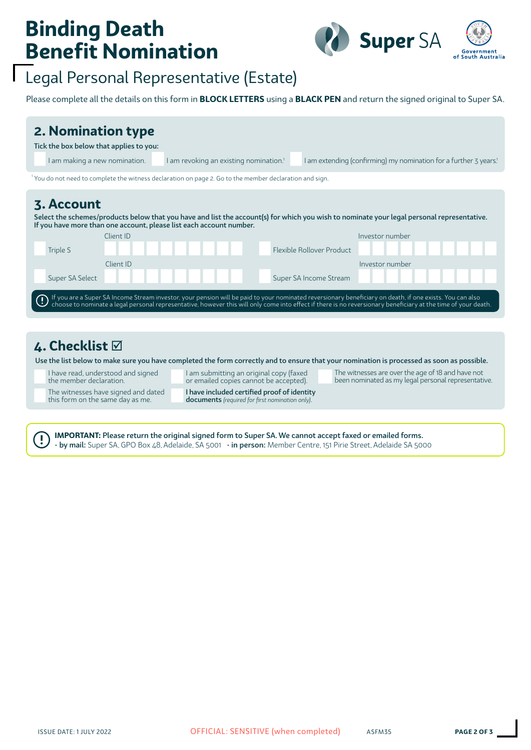# Binding Death Benefit Nomination

## Legal Personal Representative (Estate)

Please complete all the details on this form in **BLOCK LETTERS** using a **BLACK PEN** and return the signed original to Super SA.

## 2. Nomination type

Tick the box below that applies to you:

- ☐ I am making a new nomination.
- ☐ I am revoking an existing nomination.[1]
- ☐ I am extending (confirming) my nomination for a further 3 years.[1]

[1] You do not need to complete the witness declaration on page 2. Go to the member declaration and sign.

## 3. Account

**Select the schemes/products below that you have and list the account(s) for which you wish to nominate your legal personal representative. If you have more than one account, please list each account number.**

| Scheme/Product | Client ID | Scheme/Product | Investor number |
|---|---|---|---|
| ☐ Triple S | | ☐ Flexible Rollover Product | |
| ☐ Super SA Select | | ☐ Super SA Income Stream | |

If you are a Super SA Income Stream investor, your pension will be paid to your nominated reversionary beneficiary on death, if one exists. You can also choose to nominate a legal personal representative, however this will only come into effect if there is no reversionary beneficiary at the time of your death.

## 4. Checklist ☑

**Use the list below to make sure you have completed the form correctly and to ensure that your nomination is processed as soon as possible.**

- ☐ I have read, understood and signed the member declaration.
- ☐ The witnesses have signed and dated this form on the same day as me.
- ☐ I am submitting an original copy (faxed or emailed copies cannot be accepted).
- ☐ **I have included certified proof of identity documents** *(required for first nomination only).*
- ☐ The witnesses are over the age of 18 and have not been nominated as my legal personal representative.

**IMPORTANT: Please return the original signed form to Super SA. We cannot accept faxed or emailed forms.**
- **by mail:** Super SA, GPO Box 48, Adelaide, SA 5001
- **in person:** Member Centre, 151 Pirie Street, Adelaide SA 5000

ISSUE DATE: 1 JULY 2022 OFFICIAL: SENSITIVE (when completed) ASFM35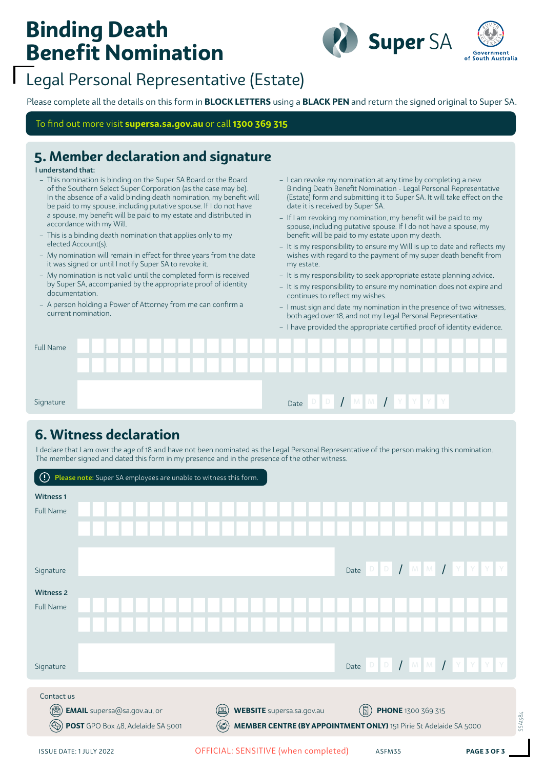# Binding Death Benefit Nomination

Super SA

Government of South Australia

## Legal Personal Representative (Estate)

Please complete all the details on this form in **BLOCK LETTERS** using a **BLACK PEN** and return the signed original to Super SA.

To find out more visit **supersa.sa.gov.au** or call **1300 369 315**

## 5. Member declaration and signature

**I understand that:**

- This nomination is binding on the Super SA Board or the Board of the Southern Select Super Corporation (as the case may be). In the absence of a valid binding death nomination, my benefit will be paid to my spouse, including putative spouse. If I do not have a spouse, my benefit will be paid to my estate and distributed in accordance with my Will.
- This is a binding death nomination that applies only to my elected Account(s).
- My nomination will remain in effect for three years from the date it was signed or until I notify Super SA to revoke it.
- My nomination is not valid until the completed form is received by Super SA, accompanied by the appropriate proof of identity documentation.
- A person holding a Power of Attorney from me can confirm a current nomination.
- I can revoke my nomination at any time by completing a new Binding Death Benefit Nomination - Legal Personal Representative (Estate) form and submitting it to Super SA. It will take effect on the date it is received by Super SA.
- If I am revoking my nomination, my benefit will be paid to my spouse, including putative spouse. If I do not have a spouse, my benefit will be paid to my estate upon my death.
- It is my responsibility to ensure my Will is up to date and reflects my wishes with regard to the payment of my super death benefit from my estate.
- It is my responsibility to seek appropriate estate planning advice.
- It is my responsibility to ensure my nomination does not expire and continues to reflect my wishes.
- I must sign and date my nomination in the presence of two witnesses, both aged over 18, and not my Legal Personal Representative.
- I have provided the appropriate certified proof of identity evidence.

Full Name

Signature

Date D D / M M / Y Y Y Y

## 6. Witness declaration

I declare that I am over the age of 18 and have not been nominated as the Legal Personal Representative of the person making this nomination. The member signed and dated this form in my presence and in the presence of the other witness.

**Please note:** Super SA employees are unable to witness this form.

**Witness 1**

Full Name

Signature

Date D D / M M / Y Y Y Y

**Witness 2**

Full Name

Signature

Date D D / M M / Y Y Y Y

Contact us

**EMAIL** supersa@sa.gov.au, or

**POST** GPO Box 48, Adelaide SA 5001

**WEBSITE** supersa.sa.gov.au

**MEMBER CENTRE (BY APPOINTMENT ONLY)** 151 Pirie St Adelaide SA 5000

**PHONE** 1300 369 315

SSA1384

ISSUE DATE: 1 JULY 2022

OFFICIAL: SENSITIVE (when completed)

ASFM35